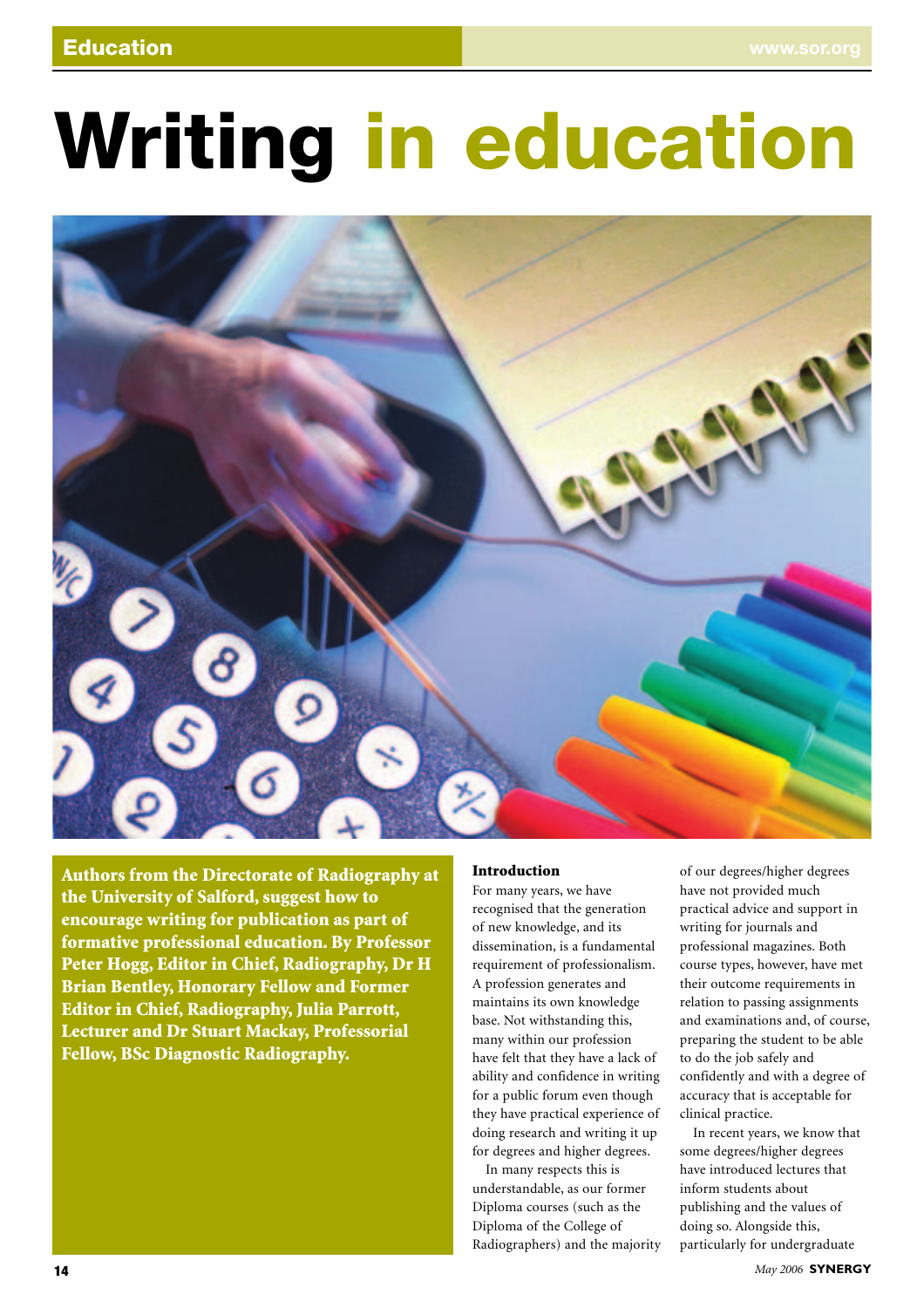# Writing in education

**Authors from the Directorate of Radiography at the University of Salford, suggest how to encourage writing for publication as part of formative professional education. By Professor Peter Hogg, Editor in Chief, Radiography, Dr H Brian Bentley, Honorary Fellow and Former Editor in Chief, Radiography, Julia Parrott, Lecturer and Dr Stuart Mackay, Professorial Fellow, BSc Diagnostic Radiography.**

### Introduction

For many years, we have recognised that the generation of new knowledge, and its dissemination, is a fundamental requirement of professionalism. A profession generates and maintains its own knowledge base. Not withstanding this, many within our profession have felt that they have a lack of ability and confidence in writing for a public forum even though they have practical experience of doing research and writing it up for degrees and higher degrees.

In many respects this is understandable, as our former Diploma courses (such as the Diploma of the College of Radiographers) and the majority of our degrees/higher degrees have not provided much practical advice and support in writing for journals and professional magazines. Both course types, however, have met their outcome requirements in relation to passing assignments and examinations and, of course, preparing the student to be able to do the job safely and confidently and with a degree of accuracy that is acceptable for clinical practice.

In recent years, we know that some degrees/higher degrees have introduced lectures that inform students about publishing and the values of doing so. Alongside this, particularly for undergraduate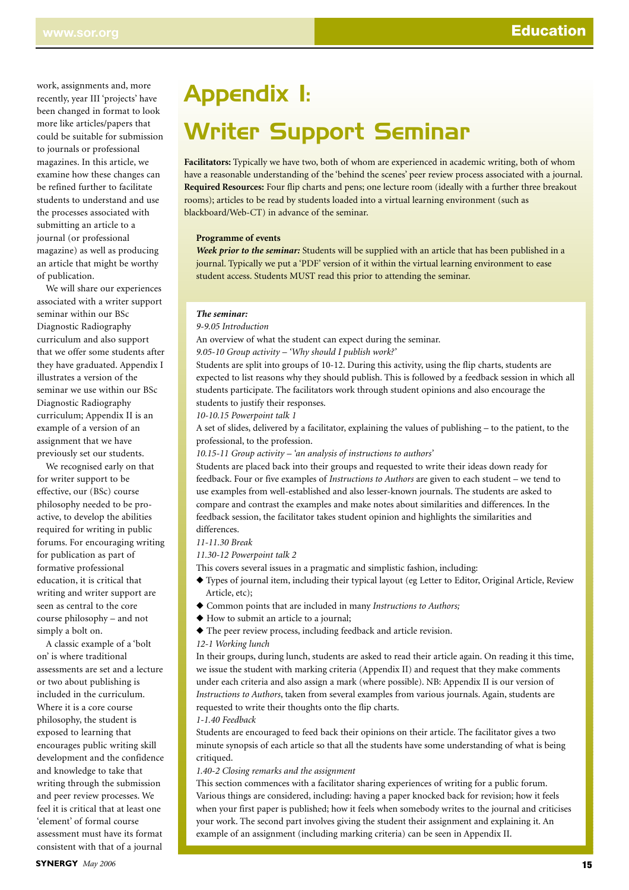work, assignments and, more recently, year III 'projects' have been changed in format to look more like articles/papers that could be suitable for submission to journals or professional magazines. In this article, we examine how these changes can be refined further to facilitate students to understand and use the processes associated with submitting an article to a journal (or professional magazine) as well as producing an article that might be worthy of publication.

We will share our experiences associated with a writer support seminar within our BSc Diagnostic Radiography curriculum and also support that we offer some students after they have graduated. Appendix I illustrates a version of the seminar we use within our BSc Diagnostic Radiography curriculum; Appendix II is an example of a version of an assignment that we have previously set our students.

We recognised early on that for writer support to be effective, our (BSc) course philosophy needed to be pro-active, to develop the abilities required for writing in public forums. For encouraging writing for publication as part of formative professional education, it is critical that writing and writer support are seen as central to the core course philosophy – and not simply a bolt on.

A classic example of a 'bolt on' is where traditional assessments are set and a lecture or two about publishing is included in the curriculum. Where it is a core course philosophy, the student is exposed to learning that encourages public writing skill development and the confidence and knowledge to take that writing through the submission and peer review processes. We feel it is critical that at least one 'element' of formal course assessment must have its format consistent with that of a journal

# Appendix I: Writer Support Seminar

**Facilitators:** Typically we have two, both of whom are experienced in academic writing, both of whom have a reasonable understanding of the 'behind the scenes' peer review process associated with a journal.
**Required Resources:** Four flip charts and pens; one lecture room (ideally with a further three breakout rooms); articles to be read by students loaded into a virtual learning environment (such as blackboard/Web-CT) in advance of the seminar.

**Programme of events**

***Week prior to the seminar:*** Students will be supplied with an article that has been published in a journal. Typically we put a 'PDF' version of it within the virtual learning environment to ease student access. Students MUST read this prior to attending the seminar.

***The seminar:***

*9-9.05 Introduction*

An overview of what the student can expect during the seminar.

*9.05-10 Group activity – 'Why should I publish work?'*

Students are split into groups of 10-12. During this activity, using the flip charts, students are expected to list reasons why they should publish. This is followed by a feedback session in which all students participate. The facilitators work through student opinions and also encourage the students to justify their responses.

*10-10.15 Powerpoint talk 1*

A set of slides, delivered by a facilitator, explaining the values of publishing – to the patient, to the professional, to the profession.

*10.15-11 Group activity – 'an analysis of instructions to authors'*

Students are placed back into their groups and requested to write their ideas down ready for feedback. Four or five examples of *Instructions to Authors* are given to each student – we tend to use examples from well-established and also lesser-known journals. The students are asked to compare and contrast the examples and make notes about similarities and differences. In the feedback session, the facilitator takes student opinion and highlights the similarities and differences.

*11-11.30 Break*

*11.30-12 Powerpoint talk 2*

This covers several issues in a pragmatic and simplistic fashion, including:

- Types of journal item, including their typical layout (eg Letter to Editor, Original Article, Review Article, etc);
- Common points that are included in many *Instructions to Authors;*
- How to submit an article to a journal;
- The peer review process, including feedback and article revision.

*12-1 Working lunch*

In their groups, during lunch, students are asked to read their article again. On reading it this time, we issue the student with marking criteria (Appendix II) and request that they make comments under each criteria and also assign a mark (where possible). NB: Appendix II is our version of *Instructions to Authors*, taken from several examples from various journals. Again, students are requested to write their thoughts onto the flip charts.

*1-1.40 Feedback*

Students are encouraged to feed back their opinions on their article. The facilitator gives a two minute synopsis of each article so that all the students have some understanding of what is being critiqued.

*1.40-2 Closing remarks and the assignment*

This section commences with a facilitator sharing experiences of writing for a public forum. Various things are considered, including: having a paper knocked back for revision; how it feels when your first paper is published; how it feels when somebody writes to the journal and criticises your work. The second part involves giving the student their assignment and explaining it. An example of an assignment (including marking criteria) can be seen in Appendix II.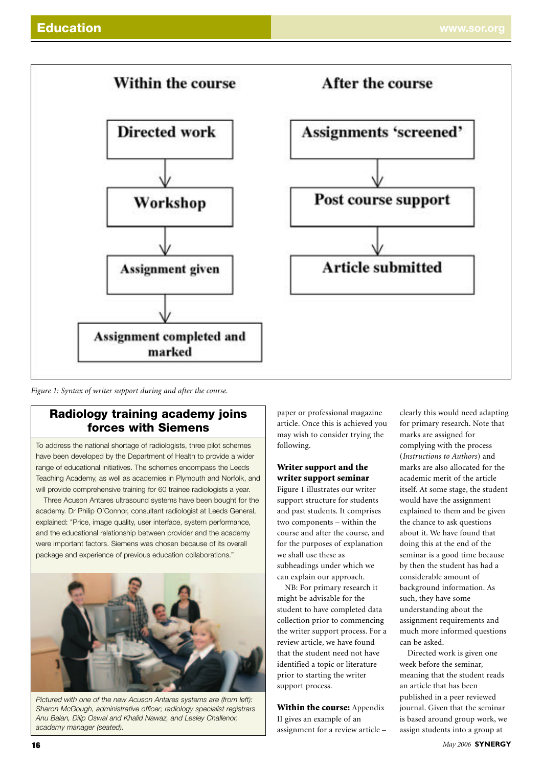Within the course

Directed work → Workshop → Assignment given → Assignment completed and marked

After the course

Assignments 'screened' → Post course support → Article submitted

*Figure 1: Syntax of writer support during and after the course.*

## Radiology training academy joins forces with Siemens

To address the national shortage of radiologists, three pilot schemes have been developed by the Department of Health to provide a wider range of educational initiatives. The schemes encompass the Leeds Teaching Academy, as well as academies in Plymouth and Norfolk, and will provide comprehensive training for 60 trainee radiologists a year.

Three Acuson Antares ultrasound systems have been bought for the academy. Dr Philip O'Connor, consultant radiologist at Leeds General, explained: "Price, image quality, user interface, system performance, and the educational relationship between provider and the academy were important factors. Siemens was chosen because of its overall package and experience of previous education collaborations."

*Pictured with one of the new Acuson Antares systems are (from left): Sharon McGough, administrative officer; radiology specialist registrars Anu Balan, Dilip Oswal and Khalid Nawaz, and Lesley Challenor, academy manager (seated).*

paper or professional magazine article. Once this is achieved you may wish to consider trying the following.

**Writer support and the writer support seminar**

Figure 1 illustrates our writer support structure for students and past students. It comprises two components – within the course and after the course, and for the purposes of explanation we shall use these as subheadings under which we can explain our approach.

NB: For primary research it might be advisable for the student to have completed data collection prior to commencing the writer support process. For a review article, we have found that the student need not have identified a topic or literature prior to starting the writer support process.

**Within the course:** Appendix II gives an example of an assignment for a review article – clearly this would need adapting for primary research. Note that marks are assigned for complying with the process (*Instructions to Authors*) and marks are also allocated for the academic merit of the article itself. At some stage, the student would have the assignment explained to them and be given the chance to ask questions about it. We have found that doing this at the end of the seminar is a good time because by then the student has had a considerable amount of background information. As such, they have some understanding about the assignment requirements and much more informed questions can be asked.

Directed work is given one week before the seminar, meaning that the student reads an article that has been published in a peer reviewed journal. Given that the seminar is based around group work, we assign students into a group at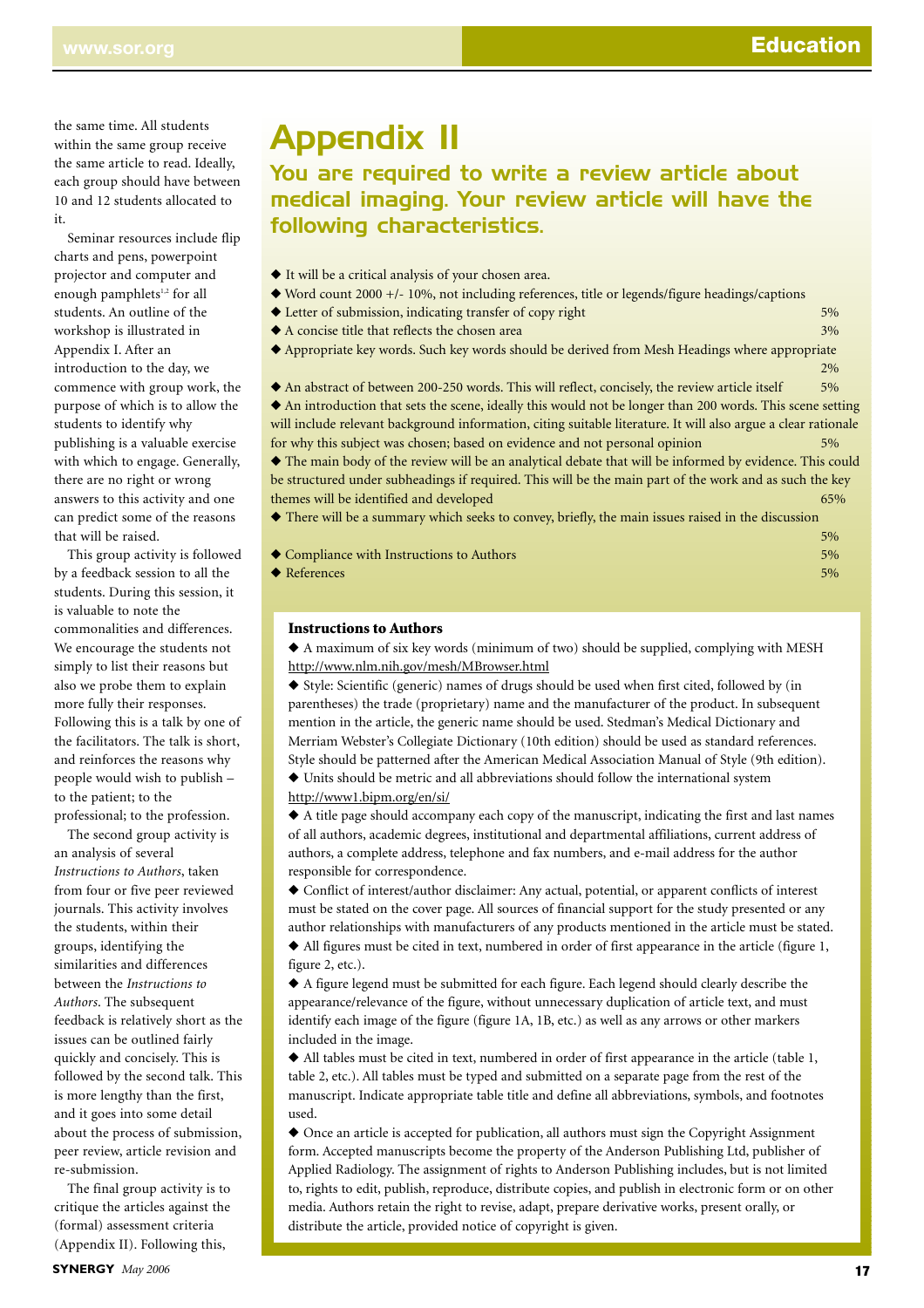the same time. All students within the same group receive the same article to read. Ideally, each group should have between 10 and 12 students allocated to it.

Seminar resources include flip charts and pens, powerpoint projector and computer and enough pamphlets[1,2] for all students. An outline of the workshop is illustrated in Appendix I. After an introduction to the day, we commence with group work, the purpose of which is to allow the students to identify why publishing is a valuable exercise with which to engage. Generally, there are no right or wrong answers to this activity and one can predict some of the reasons that will be raised.

This group activity is followed by a feedback session to all the students. During this session, it is valuable to note the commonalities and differences. We encourage the students not simply to list their reasons but also we probe them to explain more fully their responses. Following this is a talk by one of the facilitators. The talk is short, and reinforces the reasons why people would wish to publish – to the patient; to the professional; to the profession.

The second group activity is an analysis of several *Instructions to Authors*, taken from four or five peer reviewed journals. This activity involves the students, within their groups, identifying the similarities and differences between the *Instructions to Authors*. The subsequent feedback is relatively short as the issues can be outlined fairly quickly and concisely. This is followed by the second talk. This is more lengthy than the first, and it goes into some detail about the process of submission, peer review, article revision and re-submission.

The final group activity is to critique the articles against the (formal) assessment criteria (Appendix II). Following this,

# Appendix II

## You are required to write a review article about medical imaging. Your review article will have the following characteristics.

- ◆ It will be a critical analysis of your chosen area.
- ◆ Word count 2000 +/- 10%, not including references, title or legends/figure headings/captions
- ◆ Letter of submission, indicating transfer of copy right — 5%
- ◆ A concise title that reflects the chosen area — 3%
- ◆ Appropriate key words. Such key words should be derived from Mesh Headings where appropriate — 2%
- ◆ An abstract of between 200-250 words. This will reflect, concisely, the review article itself — 5%
- ◆ An introduction that sets the scene, ideally this would not be longer than 200 words. This scene setting will include relevant background information, citing suitable literature. It will also argue a clear rationale for why this subject was chosen; based on evidence and not personal opinion — 5%
- ◆ The main body of the review will be an analytical debate that will be informed by evidence. This could be structured under subheadings if required. This will be the main part of the work and as such the key themes will be identified and developed — 65%
- ◆ There will be a summary which seeks to convey, briefly, the main issues raised in the discussion — 5%
- ◆ Compliance with Instructions to Authors — 5%
- ◆ References — 5%

### Instructions to Authors

- ◆ A maximum of six key words (minimum of two) should be supplied, complying with MESH http://www.nlm.nih.gov/mesh/MBrowser.html
- ◆ Style: Scientific (generic) names of drugs should be used when first cited, followed by (in parentheses) the trade (proprietary) name and the manufacturer of the product. In subsequent mention in the article, the generic name should be used. Stedman's Medical Dictionary and Merriam Webster's Collegiate Dictionary (10th edition) should be used as standard references. Style should be patterned after the American Medical Association Manual of Style (9th edition).
- ◆ Units should be metric and all abbreviations should follow the international system http://www1.bipm.org/en/si/
- ◆ A title page should accompany each copy of the manuscript, indicating the first and last names of all authors, academic degrees, institutional and departmental affiliations, current address of authors, a complete address, telephone and fax numbers, and e-mail address for the author responsible for correspondence.
- ◆ Conflict of interest/author disclaimer: Any actual, potential, or apparent conflicts of interest must be stated on the cover page. All sources of financial support for the study presented or any author relationships with manufacturers of any products mentioned in the article must be stated.
- ◆ All figures must be cited in text, numbered in order of first appearance in the article (figure 1, figure 2, etc.).
- ◆ A figure legend must be submitted for each figure. Each legend should clearly describe the appearance/relevance of the figure, without unnecessary duplication of article text, and must identify each image of the figure (figure 1A, 1B, etc.) as well as any arrows or other markers included in the image.
- ◆ All tables must be cited in text, numbered in order of first appearance in the article (table 1, table 2, etc.). All tables must be typed and submitted on a separate page from the rest of the manuscript. Indicate appropriate table title and define all abbreviations, symbols, and footnotes used.
- ◆ Once an article is accepted for publication, all authors must sign the Copyright Assignment form. Accepted manuscripts become the property of the Anderson Publishing Ltd, publisher of Applied Radiology. The assignment of rights to Anderson Publishing includes, but is not limited to, rights to edit, publish, reproduce, distribute copies, and publish in electronic form or on other media. Authors retain the right to revise, adapt, prepare derivative works, present orally, or distribute the article, provided notice of copyright is given.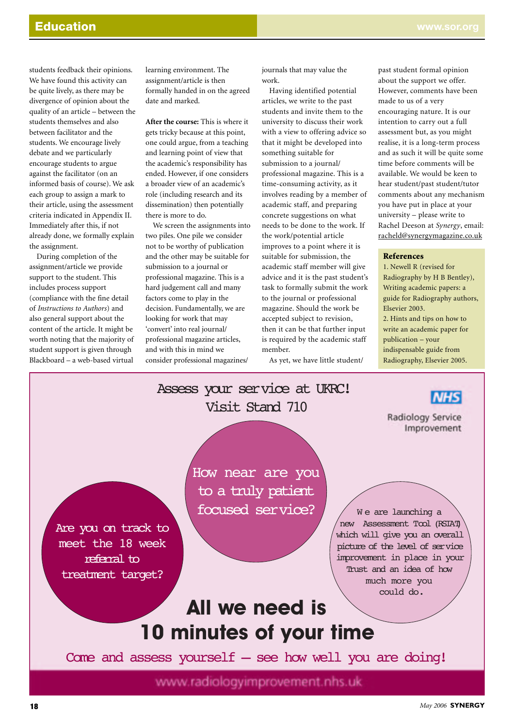students feedback their opinions. We have found this activity can be quite lively, as there may be divergence of opinion about the quality of an article – between the students themselves and also between facilitator and the students. We encourage lively debate and we particularly encourage students to argue against the facilitator (on an informed basis of course). We ask each group to assign a mark to their article, using the assessment criteria indicated in Appendix II. Immediately after this, if not already done, we formally explain the assignment.

During completion of the assignment/article we provide support to the student. This includes process support (compliance with the fine detail of *Instructions to Authors*) and also general support about the content of the article. It might be worth noting that the majority of student support is given through Blackboard – a web-based virtual learning environment. The assignment/article is then formally handed in on the agreed date and marked.

**After the course:** This is where it gets tricky because at this point, one could argue, from a teaching and learning point of view that the academic's responsibility has ended. However, if one considers a broader view of an academic's role (including research and its dissemination) then potentially there is more to do.

We screen the assignments into two piles. One pile we consider not to be worthy of publication and the other may be suitable for submission to a journal or professional magazine. This is a hard judgement call and many factors come to play in the decision. Fundamentally, we are looking for work that may 'convert' into real journal/professional magazine articles, and with this in mind we consider professional magazines/journals that may value the work.

Having identified potential articles, we write to the past students and invite them to the university to discuss their work with a view to offering advice so that it might be developed into something suitable for submission to a journal/professional magazine. This is a time-consuming activity, as it involves reading by a member of academic staff, and preparing concrete suggestions on what needs to be done to the work. If the work/potential article improves to a point where it is suitable for submission, the academic staff member will give advice and it is the past student's task to formally submit the work to the journal or professional magazine. Should the work be accepted subject to revision, then it can be that further input is required by the academic staff member.

As yet, we have little student/past student formal opinion about the support we offer. However, comments have been made to us of a very encouraging nature. It is our intention to carry out a full assessment but, as you might realise, it is a long-term process and as such it will be quite some time before comments will be available. We would be keen to hear student/past student/tutor comments about any mechanism you have put in place at your university – please write to Rachel Deeson at *Synergy*, email: racheld@synergymagazine.co.uk

**References**

1. Newell R (revised for Radiography by H B Bentley), Writing academic papers: a guide for Radiography authors, Elsevier 2003.
2. Hints and tips on how to write an academic paper for publication – your indispensable guide from Radiography, Elsevier 2005.

Assess your service at UKRC!
Visit Stand 710

NHS
Radiology Service Improvement

Are you on track to meet the 18 week referral to treatment target?

How near are you to a truly patient focused service?

We are launching a new Assessment Tool (RSIAT) which will give you an overall picture of the level of service improvement in place in your Trust and an idea of how much more you could do.

**All we need is 10 minutes of your time**

Come and assess yourself – see how well you are doing!

www.radiologyimprovement.nhs.uk